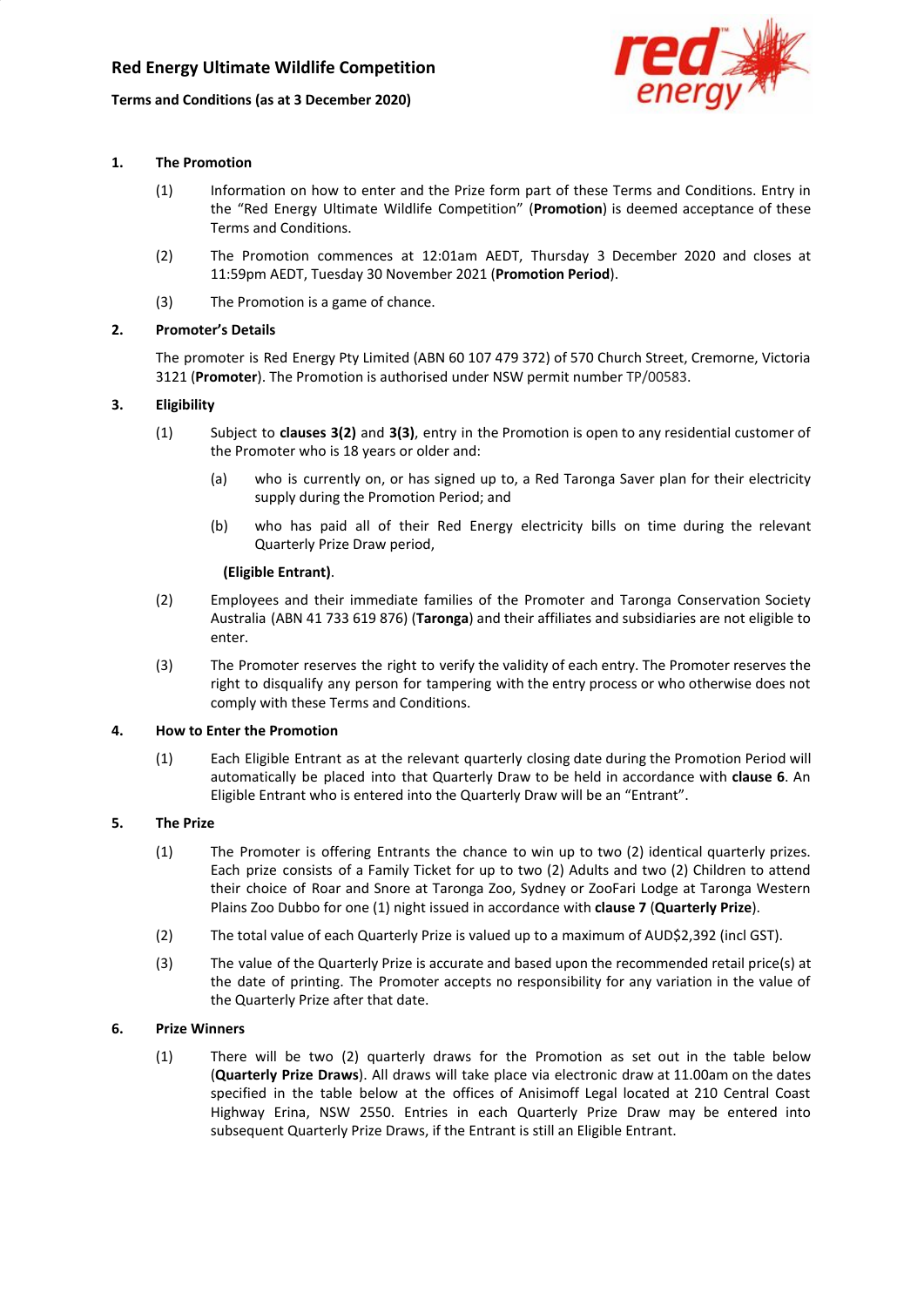# Red Energy Ultimate Wildlife Competition

**Terms and Conditions (as at 3 December 2020)**

## 1. The Promotion

(1) Information on how to enter and the Prize form part of these Terms and Conditions. Entry in the "Red Energy Ultimate Wildlife Competition" (**Promotion**) is deemed acceptance of these Terms and Conditions.

(2) The Promotion commences at 12:01am AEDT, Thursday 3 December 2020 and closes at 11:59pm AEDT, Tuesday 30 November 2021 (**Promotion Period**).

(3) The Promotion is a game of chance.

## 2. Promoter's Details

The promoter is Red Energy Pty Limited (ABN 60 107 479 372) of 570 Church Street, Cremorne, Victoria 3121 (**Promoter**). The Promotion is authorised under NSW permit number TP/00583.

## 3. Eligibility

(1) Subject to **clauses 3(2)** and **3(3)**, entry in the Promotion is open to any residential customer of the Promoter who is 18 years or older and:

- (a) who is currently on, or has signed up to, a Red Taronga Saver plan for their electricity supply during the Promotion Period; and
- (b) who has paid all of their Red Energy electricity bills on time during the relevant Quarterly Prize Draw period,

**(Eligible Entrant)**.

(2) Employees and their immediate families of the Promoter and Taronga Conservation Society Australia (ABN 41 733 619 876) (**Taronga**) and their affiliates and subsidiaries are not eligible to enter.

(3) The Promoter reserves the right to verify the validity of each entry. The Promoter reserves the right to disqualify any person for tampering with the entry process or who otherwise does not comply with these Terms and Conditions.

## 4. How to Enter the Promotion

(1) Each Eligible Entrant as at the relevant quarterly closing date during the Promotion Period will automatically be placed into that Quarterly Draw to be held in accordance with **clause 6**. An Eligible Entrant who is entered into the Quarterly Draw will be an "Entrant".

## 5. The Prize

(1) The Promoter is offering Entrants the chance to win up to two (2) identical quarterly prizes. Each prize consists of a Family Ticket for up to two (2) Adults and two (2) Children to attend their choice of Roar and Snore at Taronga Zoo, Sydney or ZooFari Lodge at Taronga Western Plains Zoo Dubbo for one (1) night issued in accordance with **clause 7** (**Quarterly Prize**).

(2) The total value of each Quarterly Prize is valued up to a maximum of AUD$2,392 (incl GST).

(3) The value of the Quarterly Prize is accurate and based upon the recommended retail price(s) at the date of printing. The Promoter accepts no responsibility for any variation in the value of the Quarterly Prize after that date.

## 6. Prize Winners

(1) There will be two (2) quarterly draws for the Promotion as set out in the table below (**Quarterly Prize Draws**). All draws will take place via electronic draw at 11.00am on the dates specified in the table below at the offices of Anisimoff Legal located at 210 Central Coast Highway Erina, NSW 2550. Entries in each Quarterly Prize Draw may be entered into subsequent Quarterly Prize Draws, if the Entrant is still an Eligible Entrant.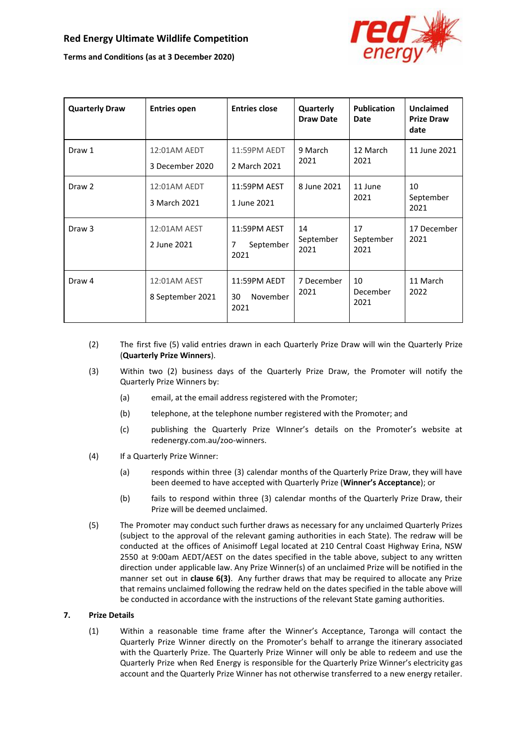**Red Energy Ultimate Wildlife Competition**

**Terms and Conditions (as at 3 December 2020)**

| Quarterly Draw | Entries open | Entries close | Quarterly Draw Date | Publication Date | Unclaimed Prize Draw date |
|---|---|---|---|---|---|
| Draw 1 | 12:01AM AEDT 3 December 2020 | 11:59PM AEDT 2 March 2021 | 9 March 2021 | 12 March 2021 | 11 June 2021 |
| Draw 2 | 12:01AM AEDT 3 March 2021 | 11:59PM AEST 1 June 2021 | 8 June 2021 | 11 June 2021 | 10 September 2021 |
| Draw 3 | 12:01AM AEST 2 June 2021 | 11:59PM AEST 7 September 2021 | 14 September 2021 | 17 September 2021 | 17 December 2021 |
| Draw 4 | 12:01AM AEST 8 September 2021 | 11:59PM AEDT 30 November 2021 | 7 December 2021 | 10 December 2021 | 11 March 2022 |

(2) The first five (5) valid entries drawn in each Quarterly Prize Draw will win the Quarterly Prize (**Quarterly Prize Winners**).

(3) Within two (2) business days of the Quarterly Prize Draw, the Promoter will notify the Quarterly Prize Winners by:

  (a) email, at the email address registered with the Promoter;

  (b) telephone, at the telephone number registered with the Promoter; and

  (c) publishing the Quarterly Prize WInner's details on the Promoter's website at redenergy.com.au/zoo-winners.

(4) If a Quarterly Prize Winner:

  (a) responds within three (3) calendar months of the Quarterly Prize Draw, they will have been deemed to have accepted with Quarterly Prize (**Winner's Acceptance**); or

  (b) fails to respond within three (3) calendar months of the Quarterly Prize Draw, their Prize will be deemed unclaimed.

(5) The Promoter may conduct such further draws as necessary for any unclaimed Quarterly Prizes (subject to the approval of the relevant gaming authorities in each State). The redraw will be conducted at the offices of Anisimoff Legal located at 210 Central Coast Highway Erina, NSW 2550 at 9:00am AEDT/AEST on the dates specified in the table above, subject to any written direction under applicable law. Any Prize Winner(s) of an unclaimed Prize will be notified in the manner set out in **clause 6(3)**. Any further draws that may be required to allocate any Prize that remains unclaimed following the redraw held on the dates specified in the table above will be conducted in accordance with the instructions of the relevant State gaming authorities.

## 7. Prize Details

(1) Within a reasonable time frame after the Winner's Acceptance, Taronga will contact the Quarterly Prize Winner directly on the Promoter's behalf to arrange the itinerary associated with the Quarterly Prize. The Quarterly Prize Winner will only be able to redeem and use the Quarterly Prize when Red Energy is responsible for the Quarterly Prize Winner's electricity gas account and the Quarterly Prize Winner has not otherwise transferred to a new energy retailer.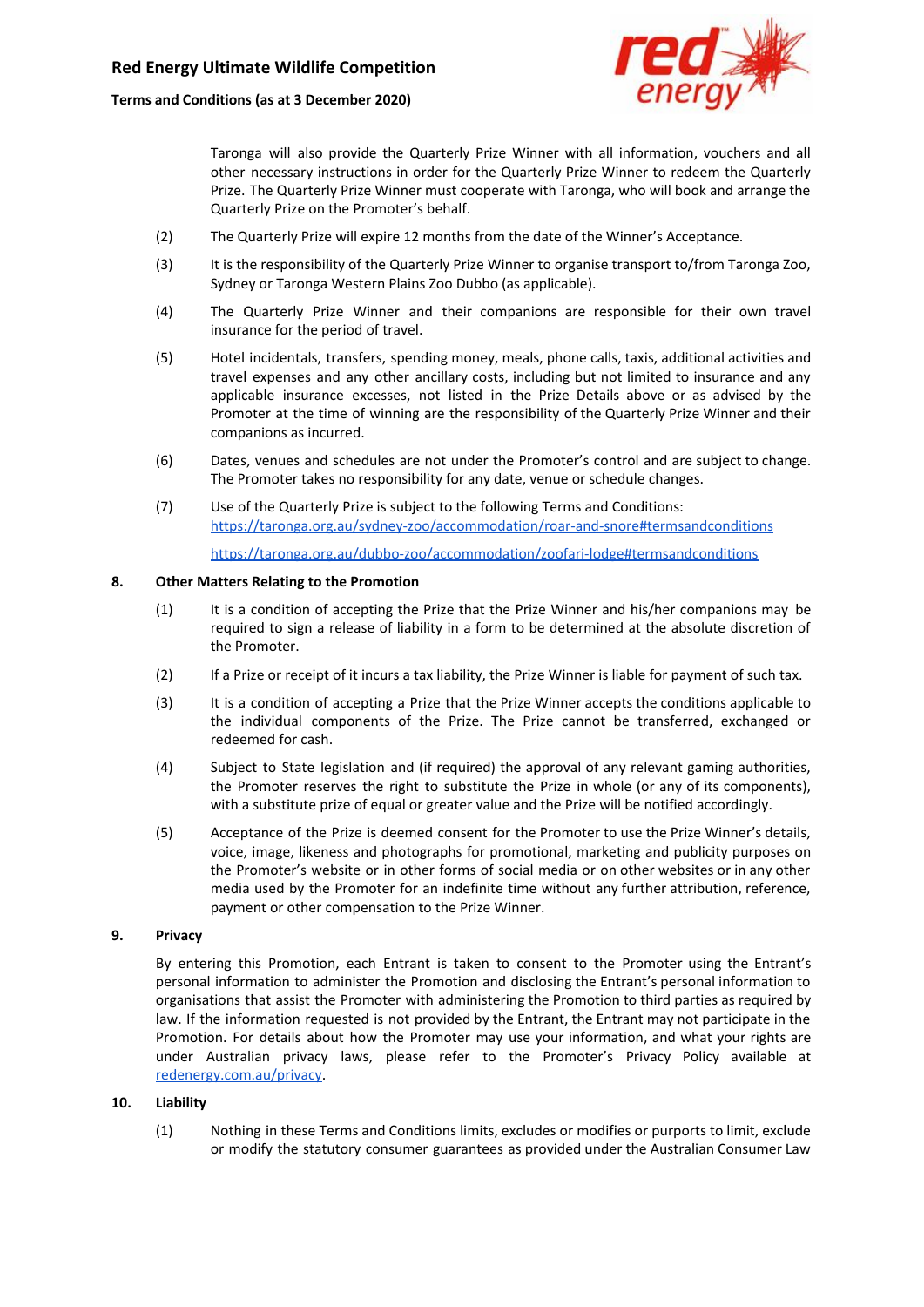Taronga will also provide the Quarterly Prize Winner with all information, vouchers and all other necessary instructions in order for the Quarterly Prize Winner to redeem the Quarterly Prize. The Quarterly Prize Winner must cooperate with Taronga, who will book and arrange the Quarterly Prize on the Promoter's behalf.

(2) The Quarterly Prize will expire 12 months from the date of the Winner's Acceptance.

(3) It is the responsibility of the Quarterly Prize Winner to organise transport to/from Taronga Zoo, Sydney or Taronga Western Plains Zoo Dubbo (as applicable).

(4) The Quarterly Prize Winner and their companions are responsible for their own travel insurance for the period of travel.

(5) Hotel incidentals, transfers, spending money, meals, phone calls, taxis, additional activities and travel expenses and any other ancillary costs, including but not limited to insurance and any applicable insurance excesses, not listed in the Prize Details above or as advised by the Promoter at the time of winning are the responsibility of the Quarterly Prize Winner and their companions as incurred.

(6) Dates, venues and schedules are not under the Promoter's control and are subject to change. The Promoter takes no responsibility for any date, venue or schedule changes.

(7) Use of the Quarterly Prize is subject to the following Terms and Conditions:
https://taronga.org.au/sydney-zoo/accommodation/roar-and-snore#termsandconditions

https://taronga.org.au/dubbo-zoo/accommodation/zoofari-lodge#termsandconditions

## 8. Other Matters Relating to the Promotion

(1) It is a condition of accepting the Prize that the Prize Winner and his/her companions may be required to sign a release of liability in a form to be determined at the absolute discretion of the Promoter.

(2) If a Prize or receipt of it incurs a tax liability, the Prize Winner is liable for payment of such tax.

(3) It is a condition of accepting a Prize that the Prize Winner accepts the conditions applicable to the individual components of the Prize. The Prize cannot be transferred, exchanged or redeemed for cash.

(4) Subject to State legislation and (if required) the approval of any relevant gaming authorities, the Promoter reserves the right to substitute the Prize in whole (or any of its components), with a substitute prize of equal or greater value and the Prize will be notified accordingly.

(5) Acceptance of the Prize is deemed consent for the Promoter to use the Prize Winner's details, voice, image, likeness and photographs for promotional, marketing and publicity purposes on the Promoter's website or in other forms of social media or on other websites or in any other media used by the Promoter for an indefinite time without any further attribution, reference, payment or other compensation to the Prize Winner.

## 9. Privacy

By entering this Promotion, each Entrant is taken to consent to the Promoter using the Entrant's personal information to administer the Promotion and disclosing the Entrant's personal information to organisations that assist the Promoter with administering the Promotion to third parties as required by law. If the information requested is not provided by the Entrant, the Entrant may not participate in the Promotion. For details about how the Promoter may use your information, and what your rights are under Australian privacy laws, please refer to the Promoter's Privacy Policy available at redenergy.com.au/privacy.

## 10. Liability

(1) Nothing in these Terms and Conditions limits, excludes or modifies or purports to limit, exclude or modify the statutory consumer guarantees as provided under the Australian Consumer Law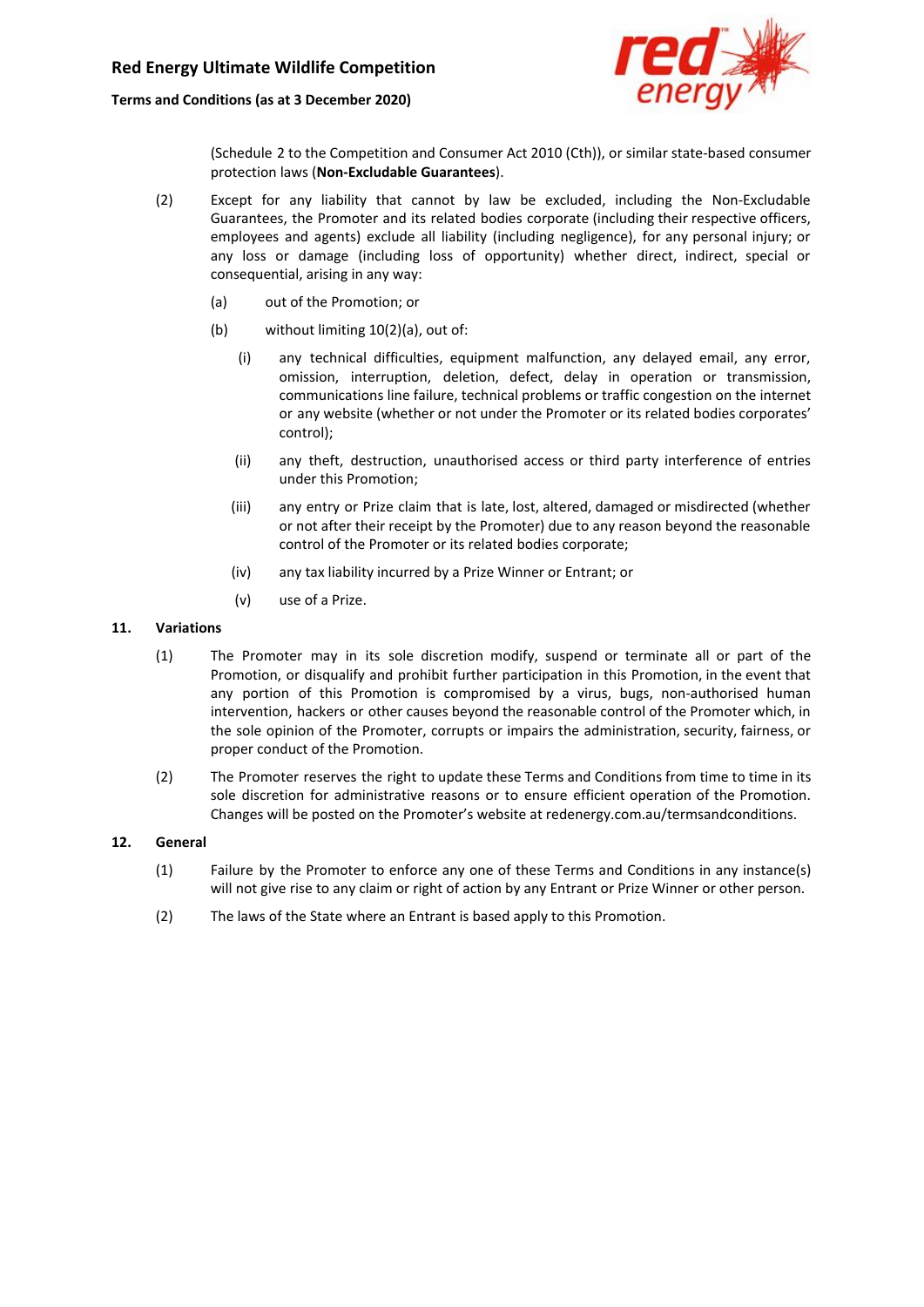(Schedule 2 to the Competition and Consumer Act 2010 (Cth)), or similar state-based consumer protection laws (**Non-Excludable Guarantees**).

(2) Except for any liability that cannot by law be excluded, including the Non-Excludable Guarantees, the Promoter and its related bodies corporate (including their respective officers, employees and agents) exclude all liability (including negligence), for any personal injury; or any loss or damage (including loss of opportunity) whether direct, indirect, special or consequential, arising in any way:

(a) out of the Promotion; or

(b) without limiting 10(2)(a), out of:

(i) any technical difficulties, equipment malfunction, any delayed email, any error, omission, interruption, deletion, defect, delay in operation or transmission, communications line failure, technical problems or traffic congestion on the internet or any website (whether or not under the Promoter or its related bodies corporates' control);

(ii) any theft, destruction, unauthorised access or third party interference of entries under this Promotion;

(iii) any entry or Prize claim that is late, lost, altered, damaged or misdirected (whether or not after their receipt by the Promoter) due to any reason beyond the reasonable control of the Promoter or its related bodies corporate;

(iv) any tax liability incurred by a Prize Winner or Entrant; or

(v) use of a Prize.

## 11. Variations

(1) The Promoter may in its sole discretion modify, suspend or terminate all or part of the Promotion, or disqualify and prohibit further participation in this Promotion, in the event that any portion of this Promotion is compromised by a virus, bugs, non-authorised human intervention, hackers or other causes beyond the reasonable control of the Promoter which, in the sole opinion of the Promoter, corrupts or impairs the administration, security, fairness, or proper conduct of the Promotion.

(2) The Promoter reserves the right to update these Terms and Conditions from time to time in its sole discretion for administrative reasons or to ensure efficient operation of the Promotion. Changes will be posted on the Promoter's website at redenergy.com.au/termsandconditions.

## 12. General

(1) Failure by the Promoter to enforce any one of these Terms and Conditions in any instance(s) will not give rise to any claim or right of action by any Entrant or Prize Winner or other person.

(2) The laws of the State where an Entrant is based apply to this Promotion.